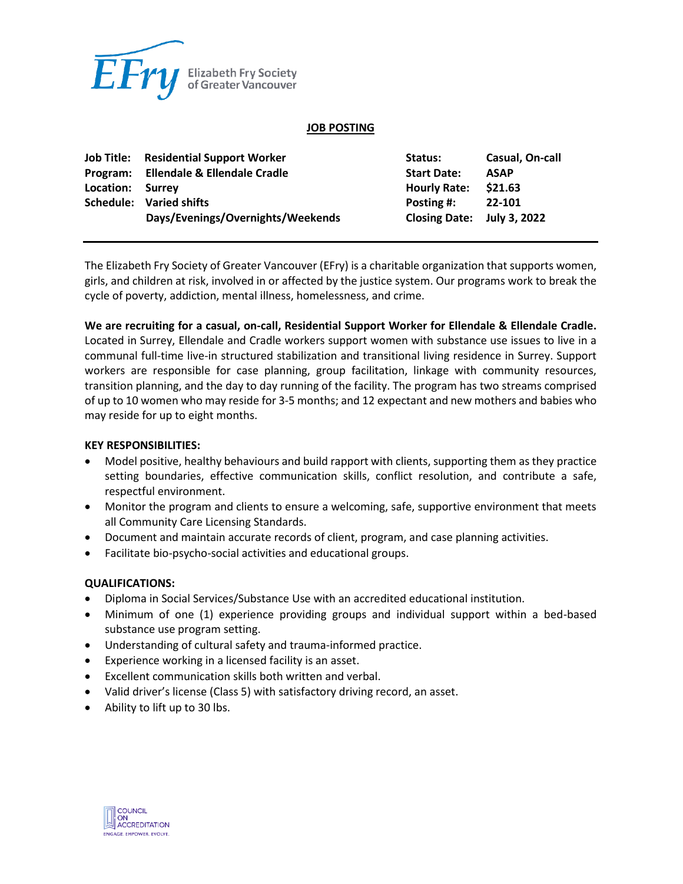Elizabeth Fry Society of Greater Vancouver

# JOB POSTING

| | | | |
|---|---|---|---|
| **Job Title:** | **Residential Support Worker** | **Status:** | **Casual, On-call** |
| **Program:** | **Ellendale & Ellendale Cradle** | **Start Date:** | **ASAP** |
| **Location:** | **Surrey** | **Hourly Rate:** | **$21.63** |
| **Schedule:** | **Varied shifts Days/Evenings/Overnights/Weekends** | **Posting #:** | **22-101** |
| | | **Closing Date:** | **July 3, 2022** |

The Elizabeth Fry Society of Greater Vancouver (EFry) is a charitable organization that supports women, girls, and children at risk, involved in or affected by the justice system. Our programs work to break the cycle of poverty, addiction, mental illness, homelessness, and crime.

**We are recruiting for a casual, on-call, Residential Support Worker for Ellendale & Ellendale Cradle.** Located in Surrey, Ellendale and Cradle workers support women with substance use issues to live in a communal full-time live-in structured stabilization and transitional living residence in Surrey. Support workers are responsible for case planning, group facilitation, linkage with community resources, transition planning, and the day to day running of the facility. The program has two streams comprised of up to 10 women who may reside for 3-5 months; and 12 expectant and new mothers and babies who may reside for up to eight months.

**KEY RESPONSIBILITIES:**

- Model positive, healthy behaviours and build rapport with clients, supporting them as they practice setting boundaries, effective communication skills, conflict resolution, and contribute a safe, respectful environment.
- Monitor the program and clients to ensure a welcoming, safe, supportive environment that meets all Community Care Licensing Standards.
- Document and maintain accurate records of client, program, and case planning activities.
- Facilitate bio-psycho-social activities and educational groups.

**QUALIFICATIONS:**

- Diploma in Social Services/Substance Use with an accredited educational institution.
- Minimum of one (1) experience providing groups and individual support within a bed-based substance use program setting.
- Understanding of cultural safety and trauma-informed practice.
- Experience working in a licensed facility is an asset.
- Excellent communication skills both written and verbal.
- Valid driver's license (Class 5) with satisfactory driving record, an asset.
- Ability to lift up to 30 lbs.

COUNCIL ON ACCREDITATION
ENGAGE. EMPOWER. EVOLVE.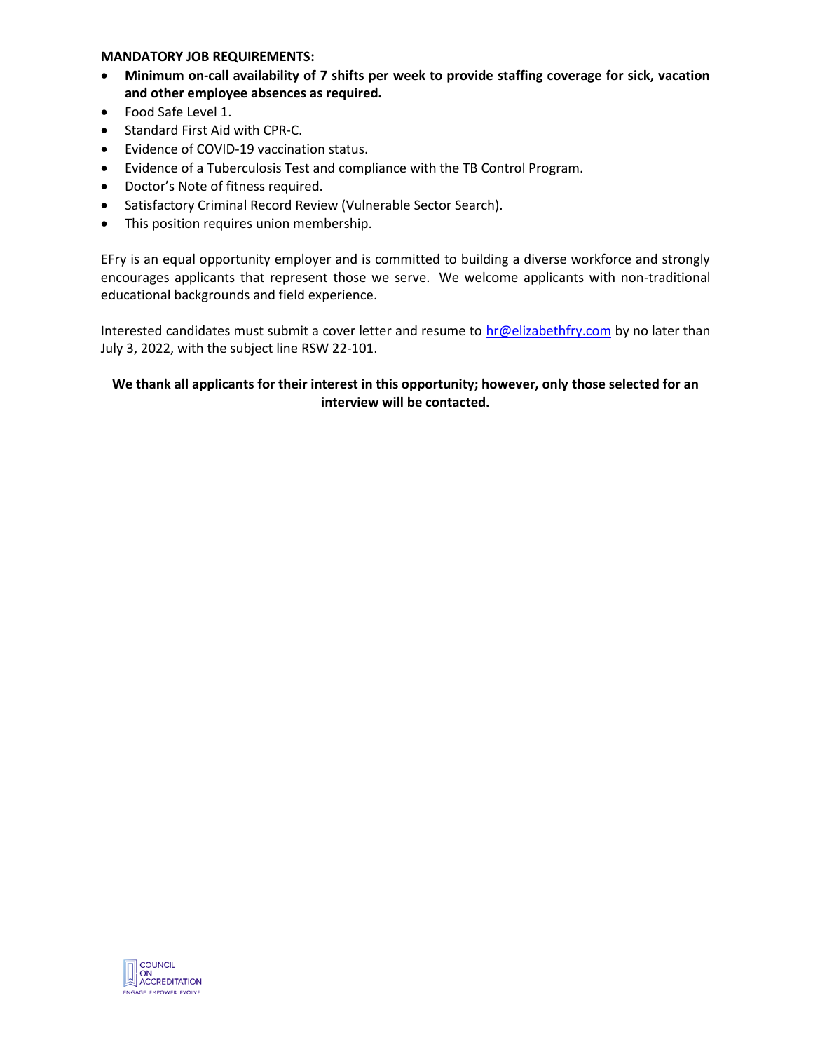**MANDATORY JOB REQUIREMENTS:**

- **Minimum on-call availability of 7 shifts per week to provide staffing coverage for sick, vacation and other employee absences as required.**
- Food Safe Level 1.
- Standard First Aid with CPR-C.
- Evidence of COVID-19 vaccination status.
- Evidence of a Tuberculosis Test and compliance with the TB Control Program.
- Doctor's Note of fitness required.
- Satisfactory Criminal Record Review (Vulnerable Sector Search).
- This position requires union membership.

EFry is an equal opportunity employer and is committed to building a diverse workforce and strongly encourages applicants that represent those we serve. We welcome applicants with non-traditional educational backgrounds and field experience.

Interested candidates must submit a cover letter and resume to hr@elizabethfry.com by no later than July 3, 2022, with the subject line RSW 22-101.

**We thank all applicants for their interest in this opportunity; however, only those selected for an interview will be contacted.**

COUNCIL ON ACCREDITATION
ENGAGE. EMPOWER. EVOLVE.